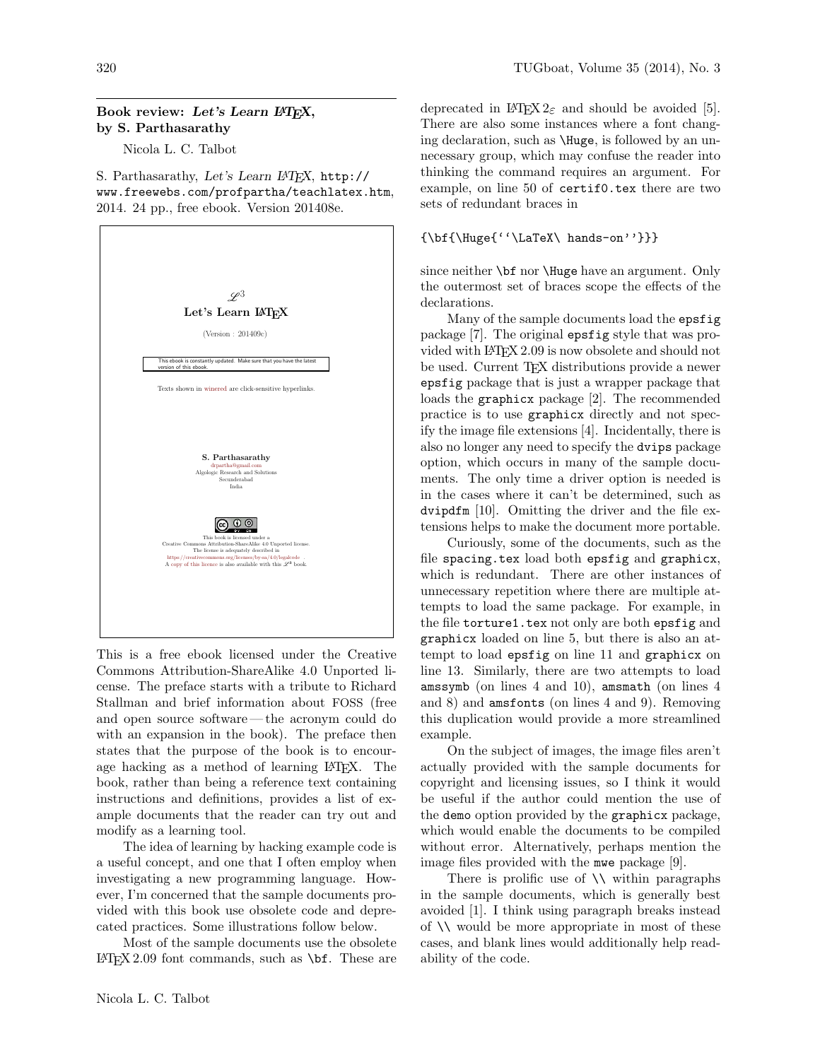## Book review: *Let's Learn LaTeX*, by S. Parthasarathy

Nicola L. C. Talbot

S. Parthasarathy, *Let's Learn LaTeX*, http://www.freewebs.com/profpartha/teachlatex.htm, 2014. 24 pp., free ebook. Version 201408e.

$\mathscr{L}^3$

**Let's Learn LaTeX**

(Version : 201409c)

This ebook is constantly updated. Make sure that you have the latest version of this ebook.

Texts shown in winered are click-sensitive hyperlinks.

**S. Parthasarathy**
drpartha@gmail.com
Algologic Research and Solutions
Secunderabad
India

This book is licensed under a
Creative Commons Attribution-ShareAlike 4.0 Unported license.
The license is adequately described in
https://creativecommons.org/licenses/by-sa/4.0/legalcode .
A copy of this licence is also available with this $\mathscr{L}^3$ book.

This is a free ebook licensed under the Creative Commons Attribution-ShareAlike 4.0 Unported license. The preface starts with a tribute to Richard Stallman and brief information about FOSS (free and open source software — the acronym could do with an expansion in the book). The preface then states that the purpose of the book is to encourage hacking as a method of learning LaTeX. The book, rather than being a reference text containing instructions and definitions, provides a list of example documents that the reader can try out and modify as a learning tool.

The idea of learning by hacking example code is a useful concept, and one that I often employ when investigating a new programming language. However, I'm concerned that the sample documents provided with this book use obsolete code and deprecated practices. Some illustrations follow below.

Most of the sample documents use the obsolete LaTeX 2.09 font commands, such as `\bf`. These are deprecated in LaTeX $2_\varepsilon$ and should be avoided [5]. There are also some instances where a font changing declaration, such as `\Huge`, is followed by an unnecessary group, which may confuse the reader into thinking the command requires an argument. For example, on line 50 of `certif0.tex` there are two sets of redundant braces in

```
{\bf{\Huge{``\LaTeX\ hands-on''}}}
```

since neither `\bf` nor `\Huge` have an argument. Only the outermost set of braces scope the effects of the declarations.

Many of the sample documents load the `epsfig` package [7]. The original `epsfig` style that was provided with LaTeX 2.09 is now obsolete and should not be used. Current TeX distributions provide a newer `epsfig` package that is just a wrapper package that loads the `graphicx` package [2]. The recommended practice is to use `graphicx` directly and not specify the image file extensions [4]. Incidentally, there is also no longer any need to specify the `dvips` package option, which occurs in many of the sample documents. The only time a driver option is needed is in the cases where it can't be determined, such as `dvipdfm` [10]. Omitting the driver and the file extensions helps to make the document more portable.

Curiously, some of the documents, such as the file `spacing.tex` load both `epsfig` and `graphicx`, which is redundant. There are other instances of unnecessary repetition where there are multiple attempts to load the same package. For example, in the file `torture1.tex` not only are both `epsfig` and `graphicx` loaded on line 5, but there is also an attempt to load `epsfig` on line 11 and `graphicx` on line 13. Similarly, there are two attempts to load `amssymb` (on lines 4 and 10), `amsmath` (on lines 4 and 8) and `amsfonts` (on lines 4 and 9). Removing this duplication would provide a more streamlined example.

On the subject of images, the image files aren't actually provided with the sample documents for copyright and licensing issues, so I think it would be useful if the author could mention the use of the `demo` option provided by the `graphicx` package, which would enable the documents to be compiled without error. Alternatively, perhaps mention the image files provided with the `mwe` package [9].

There is prolific use of `\\` within paragraphs in the sample documents, which is generally best avoided [1]. I think using paragraph breaks instead of `\\` would be more appropriate in most of these cases, and blank lines would additionally help readability of the code.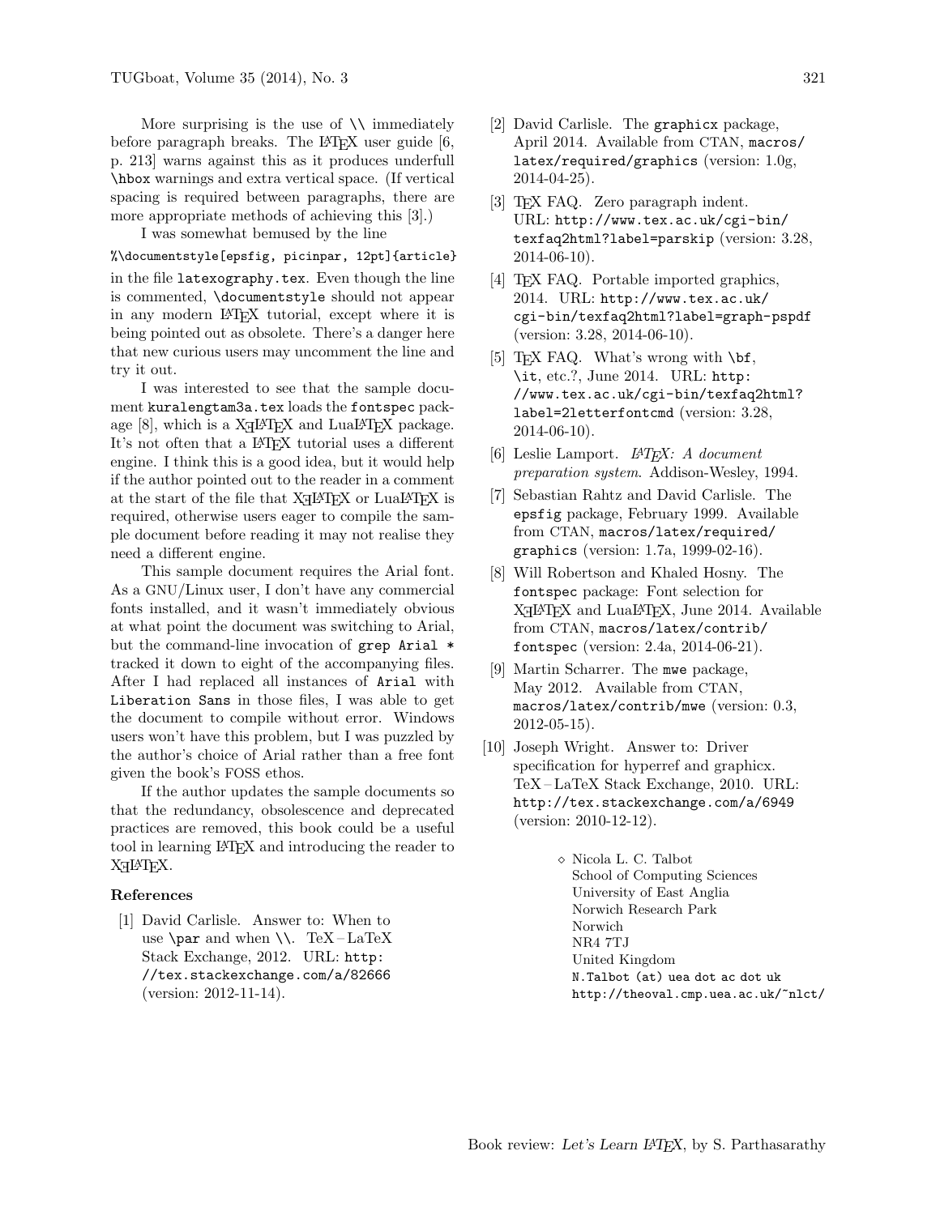More surprising is the use of \\ immediately before paragraph breaks. The LaTeX user guide [6, p. 213] warns against this as it produces underfull \hbox warnings and extra vertical space. (If vertical spacing is required between paragraphs, there are more appropriate methods of achieving this [3].)

I was somewhat bemused by the line

```
%\documentstyle[epsfig, picinpar, 12pt]{article}
```

in the file `latexography.tex`. Even though the line is commented, `\documentstyle` should not appear in any modern LaTeX tutorial, except where it is being pointed out as obsolete. There's a danger here that new curious users may uncomment the line and try it out.

I was interested to see that the sample document `kuralengtam3a.tex` loads the `fontspec` package [8], which is a XeLaTeX and LuaLaTeX package. It's not often that a LaTeX tutorial uses a different engine. I think this is a good idea, but it would help if the author pointed out to the reader in a comment at the start of the file that XeLaTeX or LuaLaTeX is required, otherwise users eager to compile the sample document before reading it may not realise they need a different engine.

This sample document requires the Arial font. As a GNU/Linux user, I don't have any commercial fonts installed, and it wasn't immediately obvious at what point the document was switching to Arial, but the command-line invocation of `grep Arial *` tracked it down to eight of the accompanying files. After I had replaced all instances of `Arial` with `Liberation Sans` in those files, I was able to get the document to compile without error. Windows users won't have this problem, but I was puzzled by the author's choice of Arial rather than a free font given the book's FOSS ethos.

If the author updates the sample documents so that the redundancy, obsolescence and deprecated practices are removed, this book could be a useful tool in learning LaTeX and introducing the reader to XeLaTeX.

## References

[1] David Carlisle. Answer to: When to use \par and when \\. TeX – LaTeX Stack Exchange, 2012. URL: `http://tex.stackexchange.com/a/82666` (version: 2012-11-14).

[2] David Carlisle. The `graphicx` package, April 2014. Available from CTAN, `macros/latex/required/graphics` (version: 1.0g, 2014-04-25).

[3] TeX FAQ. Zero paragraph indent. URL: `http://www.tex.ac.uk/cgi-bin/texfaq2html?label=parskip` (version: 3.28, 2014-06-10).

[4] TeX FAQ. Portable imported graphics, 2014. URL: `http://www.tex.ac.uk/cgi-bin/texfaq2html?label=graph-pspdf` (version: 3.28, 2014-06-10).

[5] TeX FAQ. What's wrong with \bf, \it, etc.?, June 2014. URL: `http://www.tex.ac.uk/cgi-bin/texfaq2html?label=2letterfontcmd` (version: 3.28, 2014-06-10).

[6] Leslie Lamport. *LaTeX: A document preparation system*. Addison-Wesley, 1994.

[7] Sebastian Rahtz and David Carlisle. The `epsfig` package, February 1999. Available from CTAN, `macros/latex/required/graphics` (version: 1.7a, 1999-02-16).

[8] Will Robertson and Khaled Hosny. The `fontspec` package: Font selection for XeLaTeX and LuaLaTeX, June 2014. Available from CTAN, `macros/latex/contrib/fontspec` (version: 2.4a, 2014-06-21).

[9] Martin Scharrer. The `mwe` package, May 2012. Available from CTAN, `macros/latex/contrib/mwe` (version: 0.3, 2012-05-15).

[10] Joseph Wright. Answer to: Driver specification for hyperref and graphicx. TeX – LaTeX Stack Exchange, 2010. URL: `http://tex.stackexchange.com/a/6949` (version: 2010-12-12).

◇ Nicola L. C. Talbot
School of Computing Sciences
University of East Anglia
Norwich Research Park
Norwich
NR4 7TJ
United Kingdom
`N.Talbot (at) uea dot ac dot uk`
`http://theoval.cmp.uea.ac.uk/~nlct/`